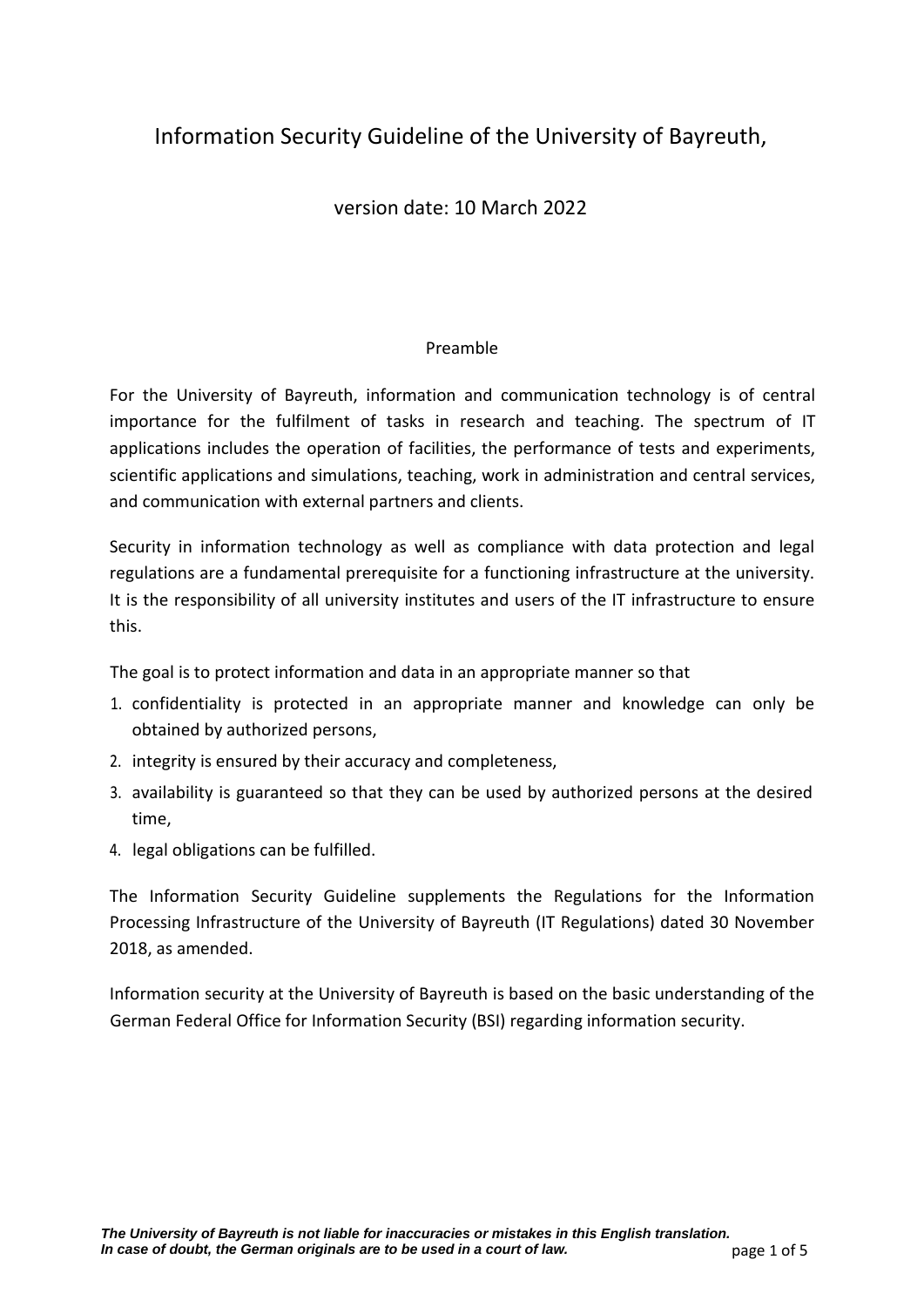# Information Security Guideline of the University of Bayreuth,

version date: 10 March 2022

## Preamble

For the University of Bayreuth, information and communication technology is of central importance for the fulfilment of tasks in research and teaching. The spectrum of IT applications includes the operation of facilities, the performance of tests and experiments, scientific applications and simulations, teaching, work in administration and central services, and communication with external partners and clients.

Security in information technology as well as compliance with data protection and legal regulations are a fundamental prerequisite for a functioning infrastructure at the university. It is the responsibility of all university institutes and users of the IT infrastructure to ensure this.

The goal is to protect information and data in an appropriate manner so that

1. confidentiality is protected in an appropriate manner and knowledge can only be obtained by authorized persons,
2. integrity is ensured by their accuracy and completeness,
3. availability is guaranteed so that they can be used by authorized persons at the desired time,
4. legal obligations can be fulfilled.

The Information Security Guideline supplements the Regulations for the Information Processing Infrastructure of the University of Bayreuth (IT Regulations) dated 30 November 2018, as amended.

Information security at the University of Bayreuth is based on the basic understanding of the German Federal Office for Information Security (BSI) regarding information security.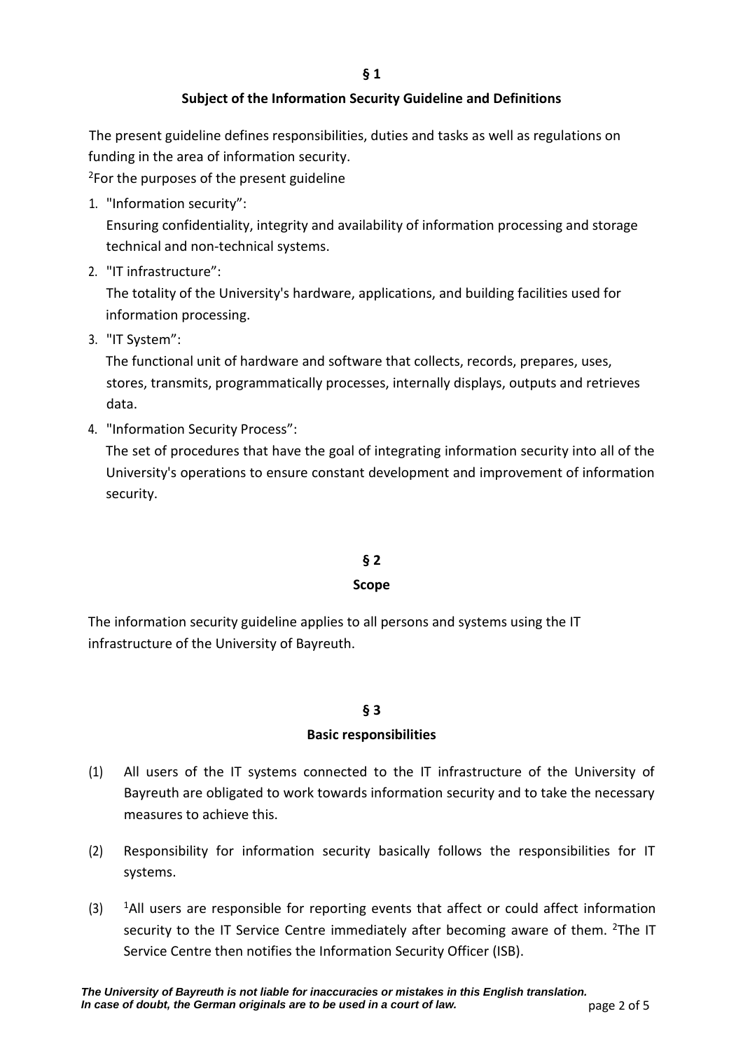## § 1

## Subject of the Information Security Guideline and Definitions

The present guideline defines responsibilities, duties and tasks as well as regulations on funding in the area of information security.
[2]For the purposes of the present guideline

1. "Information security”:
   Ensuring confidentiality, integrity and availability of information processing and storage technical and non-technical systems.
2. "IT infrastructure”:
   The totality of the University's hardware, applications, and building facilities used for information processing.
3. "IT System”:
   The functional unit of hardware and software that collects, records, prepares, uses, stores, transmits, programmatically processes, internally displays, outputs and retrieves data.
4. "Information Security Process”:
   The set of procedures that have the goal of integrating information security into all of the University's operations to ensure constant development and improvement of information security.

## § 2

## Scope

The information security guideline applies to all persons and systems using the IT infrastructure of the University of Bayreuth.

## § 3

## Basic responsibilities

(1) All users of the IT systems connected to the IT infrastructure of the University of Bayreuth are obligated to work towards information security and to take the necessary measures to achieve this.

(2) Responsibility for information security basically follows the responsibilities for IT systems.

(3) [1]All users are responsible for reporting events that affect or could affect information security to the IT Service Centre immediately after becoming aware of them. [2]The IT Service Centre then notifies the Information Security Officer (ISB).

*The University of Bayreuth is not liable for inaccuracies or mistakes in this English translation. In case of doubt, the German originals are to be used in a court of law.*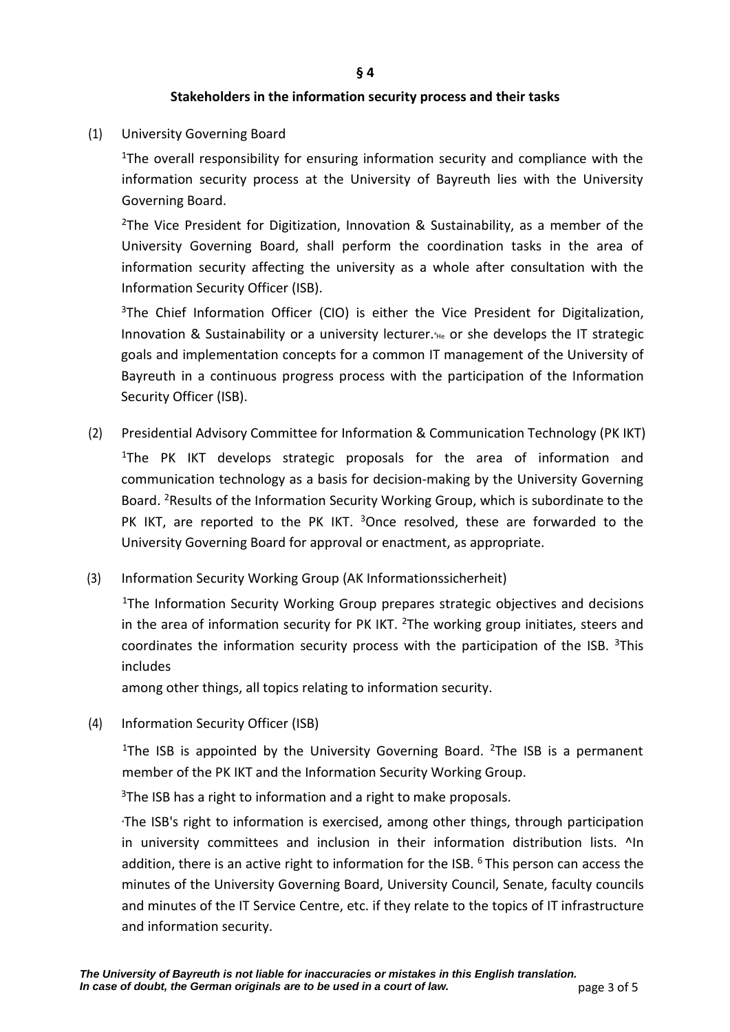## § 4

## Stakeholders in the information security process and their tasks

(1) University Governing Board

[1]The overall responsibility for ensuring information security and compliance with the information security process at the University of Bayreuth lies with the University Governing Board.

[2]The Vice President for Digitization, Innovation & Sustainability, as a member of the University Governing Board, shall perform the coordination tasks in the area of information security affecting the university as a whole after consultation with the Information Security Officer (ISB).

[3]The Chief Information Officer (CIO) is either the Vice President for Digitalization, Innovation & Sustainability or a university lecturer.[4]He or she develops the IT strategic goals and implementation concepts for a common IT management of the University of Bayreuth in a continuous progress process with the participation of the Information Security Officer (ISB).

(2) Presidential Advisory Committee for Information & Communication Technology (PK IKT)

[1]The PK IKT develops strategic proposals for the area of information and communication technology as a basis for decision-making by the University Governing Board. [2]Results of the Information Security Working Group, which is subordinate to the PK IKT, are reported to the PK IKT. [3]Once resolved, these are forwarded to the University Governing Board for approval or enactment, as appropriate.

(3) Information Security Working Group (AK Informationssicherheit)

[1]The Information Security Working Group prepares strategic objectives and decisions in the area of information security for PK IKT. [2]The working group initiates, steers and coordinates the information security process with the participation of the ISB. [3]This includes

among other things, all topics relating to information security.

(4) Information Security Officer (ISB)

[1]The ISB is appointed by the University Governing Board. [2]The ISB is a permanent member of the PK IKT and the Information Security Working Group.

[3]The ISB has a right to information and a right to make proposals.

[4]The ISB's right to information is exercised, among other things, through participation in university committees and inclusion in their information distribution lists. ^In addition, there is an active right to information for the ISB. [6] This person can access the minutes of the University Governing Board, University Council, Senate, faculty councils and minutes of the IT Service Centre, etc. if they relate to the topics of IT infrastructure and information security.

*The University of Bayreuth is not liable for inaccuracies or mistakes in this English translation. In case of doubt, the German originals are to be used in a court of law.*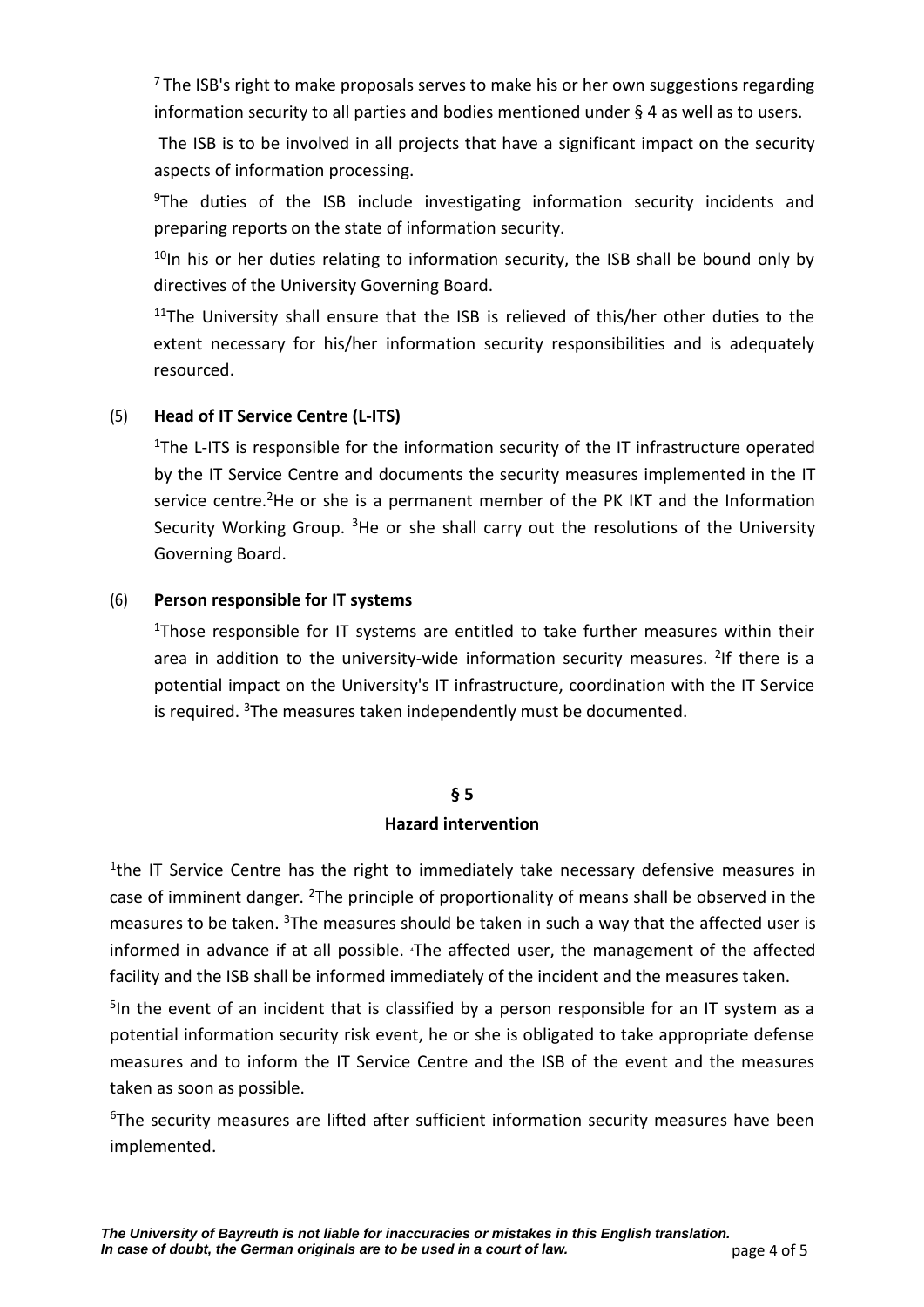[7] The ISB's right to make proposals serves to make his or her own suggestions regarding information security to all parties and bodies mentioned under § 4 as well as to users.

The ISB is to be involved in all projects that have a significant impact on the security aspects of information processing.

[9]The duties of the ISB include investigating information security incidents and preparing reports on the state of information security.

[10]In his or her duties relating to information security, the ISB shall be bound only by directives of the University Governing Board.

[11]The University shall ensure that the ISB is relieved of this/her other duties to the extent necessary for his/her information security responsibilities and is adequately resourced.

(5) **Head of IT Service Centre (L-ITS)**

[1]The L-ITS is responsible for the information security of the IT infrastructure operated by the IT Service Centre and documents the security measures implemented in the IT service centre.[2]He or she is a permanent member of the PK IKT and the Information Security Working Group. [3]He or she shall carry out the resolutions of the University Governing Board.

(6) **Person responsible for IT systems**

[1]Those responsible for IT systems are entitled to take further measures within their area in addition to the university-wide information security measures. [2]If there is a potential impact on the University's IT infrastructure, coordination with the IT Service is required. [3]The measures taken independently must be documented.

## § 5
## Hazard intervention

[1]the IT Service Centre has the right to immediately take necessary defensive measures in case of imminent danger. [2]The principle of proportionality of means shall be observed in the measures to be taken. [3]The measures should be taken in such a way that the affected user is informed in advance if at all possible. [4]The affected user, the management of the affected facility and the ISB shall be informed immediately of the incident and the measures taken.

[5]In the event of an incident that is classified by a person responsible for an IT system as a potential information security risk event, he or she is obligated to take appropriate defense measures and to inform the IT Service Centre and the ISB of the event and the measures taken as soon as possible.

[6]The security measures are lifted after sufficient information security measures have been implemented.

*The University of Bayreuth is not liable for inaccuracies or mistakes in this English translation.*
***In case of doubt, the German originals are to be used in a court of law.***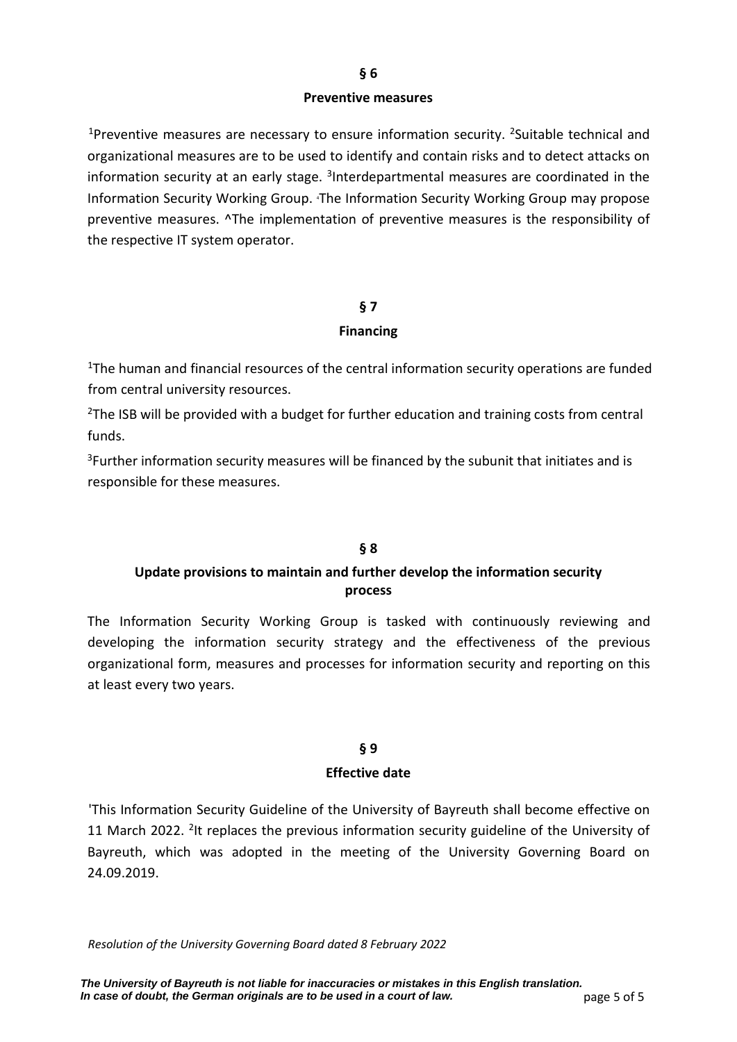## § 6

## Preventive measures

[1]Preventive measures are necessary to ensure information security. [2]Suitable technical and organizational measures are to be used to identify and contain risks and to detect attacks on information security at an early stage. [3]Interdepartmental measures are coordinated in the Information Security Working Group. [4]The Information Security Working Group may propose preventive measures. [5]The implementation of preventive measures is the responsibility of the respective IT system operator.

## § 7

## Financing

[1]The human and financial resources of the central information security operations are funded from central university resources.

[2]The ISB will be provided with a budget for further education and training costs from central funds.

[3]Further information security measures will be financed by the subunit that initiates and is responsible for these measures.

## § 8

## Update provisions to maintain and further develop the information security process

The Information Security Working Group is tasked with continuously reviewing and developing the information security strategy and the effectiveness of the previous organizational form, measures and processes for information security and reporting on this at least every two years.

## § 9

## Effective date

[1]This Information Security Guideline of the University of Bayreuth shall become effective on 11 March 2022. [2]It replaces the previous information security guideline of the University of Bayreuth, which was adopted in the meeting of the University Governing Board on 24.09.2019.

*Resolution of the University Governing Board dated 8 February 2022*

***The University of Bayreuth is not liable for inaccuracies or mistakes in this English translation. In case of doubt, the German originals are to be used in a court of law.***